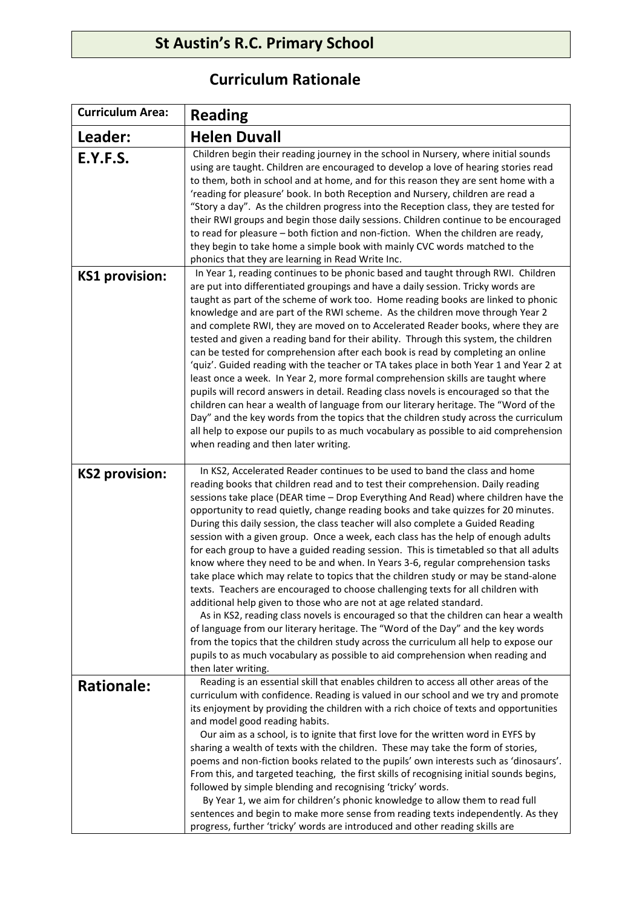# St Austin's R.C. Primary School

## Curriculum Rationale

| Curriculum Area: | Reading |
|---|---|
| **Leader:** | **Helen Duvall** |
| **E.Y.F.S.** | Children begin their reading journey in the school in Nursery, where initial sounds using are taught. Children are encouraged to develop a love of hearing stories read to them, both in school and at home, and for this reason they are sent home with a 'reading for pleasure' book. In both Reception and Nursery, children are read a "Story a day". As the children progress into the Reception class, they are tested for their RWI groups and begin those daily sessions. Children continue to be encouraged to read for pleasure – both fiction and non-fiction. When the children are ready, they begin to take home a simple book with mainly CVC words matched to the phonics that they are learning in Read Write Inc. |
| **KS1 provision:** | In Year 1, reading continues to be phonic based and taught through RWI. Children are put into differentiated groupings and have a daily session. Tricky words are taught as part of the scheme of work too. Home reading books are linked to phonic knowledge and are part of the RWI scheme. As the children move through Year 2 and complete RWI, they are moved on to Accelerated Reader books, where they are tested and given a reading band for their ability. Through this system, the children can be tested for comprehension after each book is read by completing an online 'quiz'. Guided reading with the teacher or TA takes place in both Year 1 and Year 2 at least once a week. In Year 2, more formal comprehension skills are taught where pupils will record answers in detail. Reading class novels is encouraged so that the children can hear a wealth of language from our literary heritage. The "Word of the Day" and the key words from the topics that the children study across the curriculum all help to expose our pupils to as much vocabulary as possible to aid comprehension when reading and then later writing. |
| **KS2 provision:** | In KS2, Accelerated Reader continues to be used to band the class and home reading books that children read and to test their comprehension. Daily reading sessions take place (DEAR time – Drop Everything And Read) where children have the opportunity to read quietly, change reading books and take quizzes for 20 minutes. During this daily session, the class teacher will also complete a Guided Reading session with a given group. Once a week, each class has the help of enough adults for each group to have a guided reading session. This is timetabled so that all adults know where they need to be and when. In Years 3-6, regular comprehension tasks take place which may relate to topics that the children study or may be stand-alone texts. Teachers are encouraged to choose challenging texts for all children with additional help given to those who are not at age related standard.<br>As in KS2, reading class novels is encouraged so that the children can hear a wealth of language from our literary heritage. The "Word of the Day" and the key words from the topics that the children study across the curriculum all help to expose our pupils to as much vocabulary as possible to aid comprehension when reading and then later writing. |
| **Rationale:** | Reading is an essential skill that enables children to access all other areas of the curriculum with confidence. Reading is valued in our school and we try and promote its enjoyment by providing the children with a rich choice of texts and opportunities and model good reading habits.<br>Our aim as a school, is to ignite that first love for the written word in EYFS by sharing a wealth of texts with the children. These may take the form of stories, poems and non-fiction books related to the pupils' own interests such as 'dinosaurs'. From this, and targeted teaching, the first skills of recognising initial sounds begins, followed by simple blending and recognising 'tricky' words.<br>By Year 1, we aim for children's phonic knowledge to allow them to read full sentences and begin to make more sense from reading texts independently. As they progress, further 'tricky' words are introduced and other reading skills are |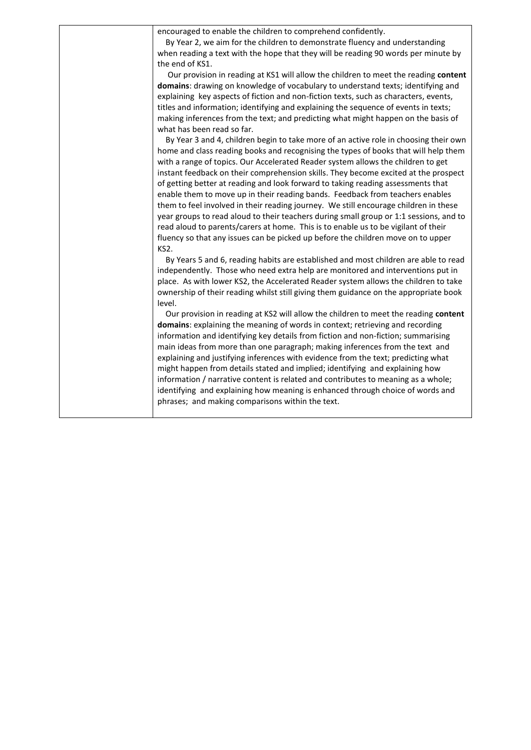| | |
|---|---|
| | encouraged to enable the children to comprehend confidently.<br>By Year 2, we aim for the children to demonstrate fluency and understanding when reading a text with the hope that they will be reading 90 words per minute by the end of KS1.<br>Our provision in reading at KS1 will allow the children to meet the reading **content domains**: drawing on knowledge of vocabulary to understand texts; identifying and explaining key aspects of fiction and non-fiction texts, such as characters, events, titles and information; identifying and explaining the sequence of events in texts; making inferences from the text; and predicting what might happen on the basis of what has been read so far.<br>By Year 3 and 4, children begin to take more of an active role in choosing their own home and class reading books and recognising the types of books that will help them with a range of topics. Our Accelerated Reader system allows the children to get instant feedback on their comprehension skills. They become excited at the prospect of getting better at reading and look forward to taking reading assessments that enable them to move up in their reading bands. Feedback from teachers enables them to feel involved in their reading journey. We still encourage children in these year groups to read aloud to their teachers during small group or 1:1 sessions, and to read aloud to parents/carers at home. This is to enable us to be vigilant of their fluency so that any issues can be picked up before the children move on to upper KS2.<br>By Years 5 and 6, reading habits are established and most children are able to read independently. Those who need extra help are monitored and interventions put in place. As with lower KS2, the Accelerated Reader system allows the children to take ownership of their reading whilst still giving them guidance on the appropriate book level.<br>Our provision in reading at KS2 will allow the children to meet the reading **content domains**: explaining the meaning of words in context; retrieving and recording information and identifying key details from fiction and non-fiction; summarising main ideas from more than one paragraph; making inferences from the text and explaining and justifying inferences with evidence from the text; predicting what might happen from details stated and implied; identifying and explaining how information / narrative content is related and contributes to meaning as a whole; identifying and explaining how meaning is enhanced through choice of words and phrases; and making comparisons within the text. |